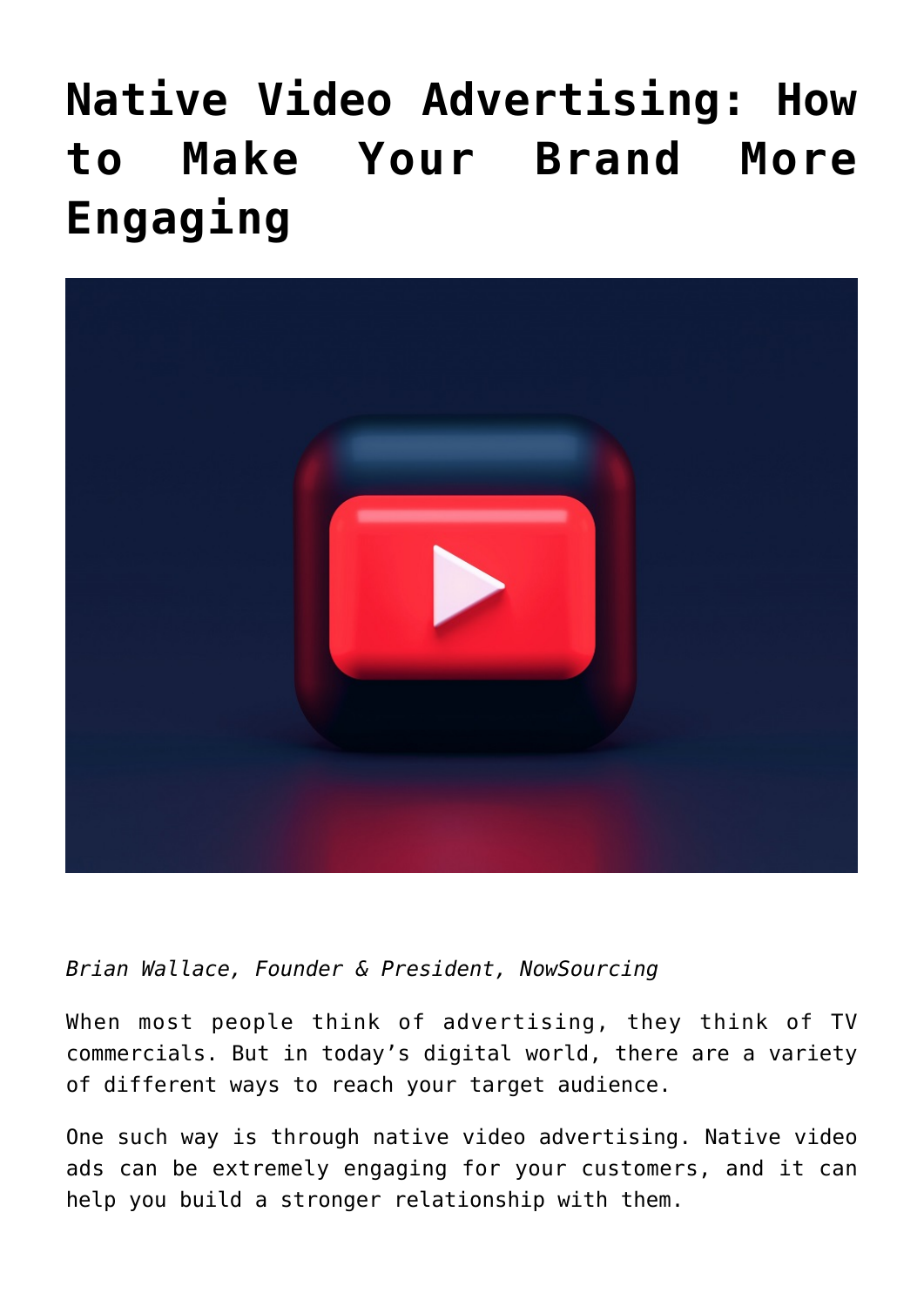# Native Video Advertising: How to Make Your Brand More Engaging

*Brian Wallace, Founder & President, NowSourcing*

When most people think of advertising, they think of TV commercials. But in today's digital world, there are a variety of different ways to reach your target audience.

One such way is through native video advertising. Native video ads can be extremely engaging for your customers, and it can help you build a stronger relationship with them.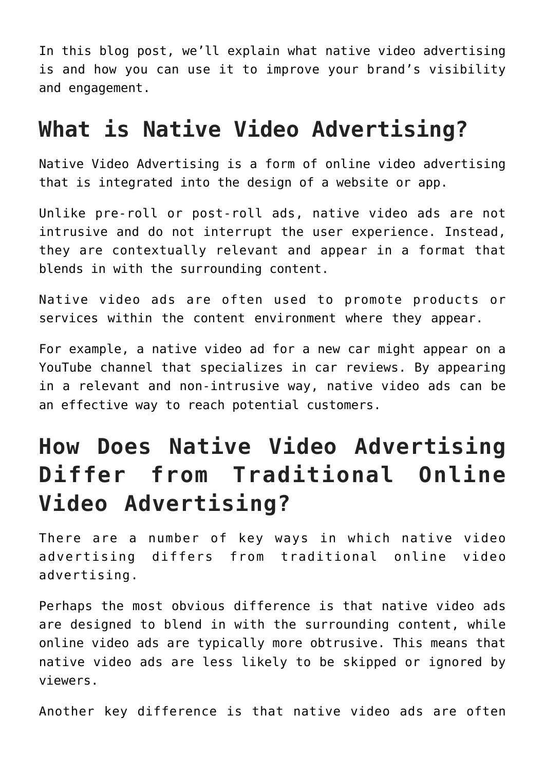In this blog post, we'll explain what native video advertising is and how you can use it to improve your brand's visibility and engagement.

## What is Native Video Advertising?

Native Video Advertising is a form of online video advertising that is integrated into the design of a website or app.

Unlike pre-roll or post-roll ads, native video ads are not intrusive and do not interrupt the user experience. Instead, they are contextually relevant and appear in a format that blends in with the surrounding content.

Native video ads are often used to promote products or services within the content environment where they appear.

For example, a native video ad for a new car might appear on a YouTube channel that specializes in car reviews. By appearing in a relevant and non-intrusive way, native video ads can be an effective way to reach potential customers.

## How Does Native Video Advertising Differ from Traditional Online Video Advertising?

There are a number of key ways in which native video advertising differs from traditional online video advertising.

Perhaps the most obvious difference is that native video ads are designed to blend in with the surrounding content, while online video ads are typically more obtrusive. This means that native video ads are less likely to be skipped or ignored by viewers.

Another key difference is that native video ads are often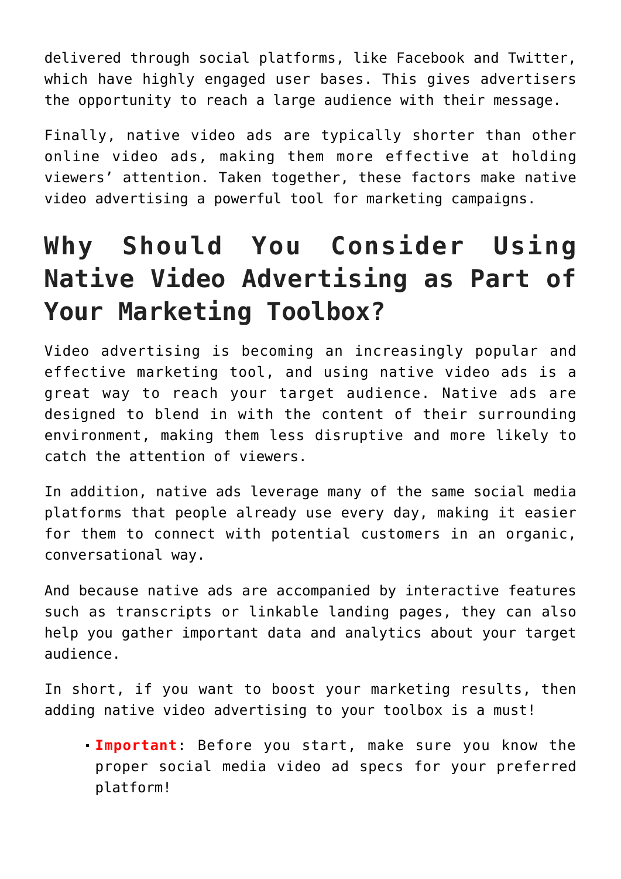delivered through social platforms, like Facebook and Twitter, which have highly engaged user bases. This gives advertisers the opportunity to reach a large audience with their message.

Finally, native video ads are typically shorter than other online video ads, making them more effective at holding viewers' attention. Taken together, these factors make native video advertising a powerful tool for marketing campaigns.

## Why Should You Consider Using Native Video Advertising as Part of Your Marketing Toolbox?

Video advertising is becoming an increasingly popular and effective marketing tool, and using native video ads is a great way to reach your target audience. Native ads are designed to blend in with the content of their surrounding environment, making them less disruptive and more likely to catch the attention of viewers.

In addition, native ads leverage many of the same social media platforms that people already use every day, making it easier for them to connect with potential customers in an organic, conversational way.

And because native ads are accompanied by interactive features such as transcripts or linkable landing pages, they can also help you gather important data and analytics about your target audience.

In short, if you want to boost your marketing results, then adding native video advertising to your toolbox is a must!

- **Important**: Before you start, make sure you know the proper social media video ad specs for your preferred platform!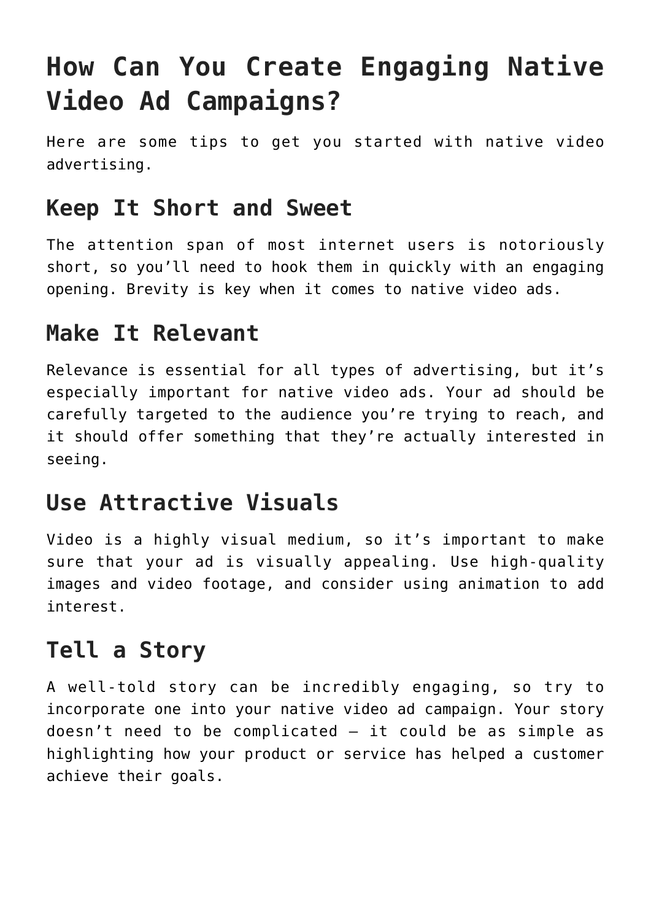# How Can You Create Engaging Native Video Ad Campaigns?

Here are some tips to get you started with native video advertising.

## Keep It Short and Sweet

The attention span of most internet users is notoriously short, so you'll need to hook them in quickly with an engaging opening. Brevity is key when it comes to native video ads.

## Make It Relevant

Relevance is essential for all types of advertising, but it's especially important for native video ads. Your ad should be carefully targeted to the audience you're trying to reach, and it should offer something that they're actually interested in seeing.

## Use Attractive Visuals

Video is a highly visual medium, so it's important to make sure that your ad is visually appealing. Use high-quality images and video footage, and consider using animation to add interest.

## Tell a Story

A well-told story can be incredibly engaging, so try to incorporate one into your native video ad campaign. Your story doesn't need to be complicated – it could be as simple as highlighting how your product or service has helped a customer achieve their goals.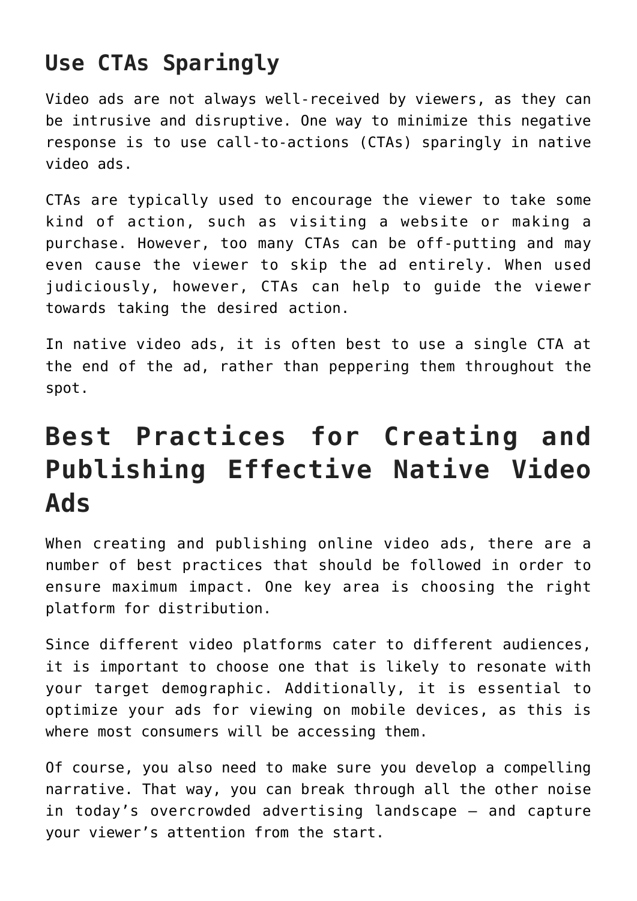## Use CTAs Sparingly

Video ads are not always well-received by viewers, as they can be intrusive and disruptive. One way to minimize this negative response is to use call-to-actions (CTAs) sparingly in native video ads.

CTAs are typically used to encourage the viewer to take some kind of action, such as visiting a website or making a purchase. However, too many CTAs can be off-putting and may even cause the viewer to skip the ad entirely. When used judiciously, however, CTAs can help to guide the viewer towards taking the desired action.

In native video ads, it is often best to use a single CTA at the end of the ad, rather than peppering them throughout the spot.

# Best Practices for Creating and Publishing Effective Native Video Ads

When creating and publishing online video ads, there are a number of best practices that should be followed in order to ensure maximum impact. One key area is choosing the right platform for distribution.

Since different video platforms cater to different audiences, it is important to choose one that is likely to resonate with your target demographic. Additionally, it is essential to optimize your ads for viewing on mobile devices, as this is where most consumers will be accessing them.

Of course, you also need to make sure you develop a compelling narrative. That way, you can break through all the other noise in today’s overcrowded advertising landscape – and capture your viewer’s attention from the start.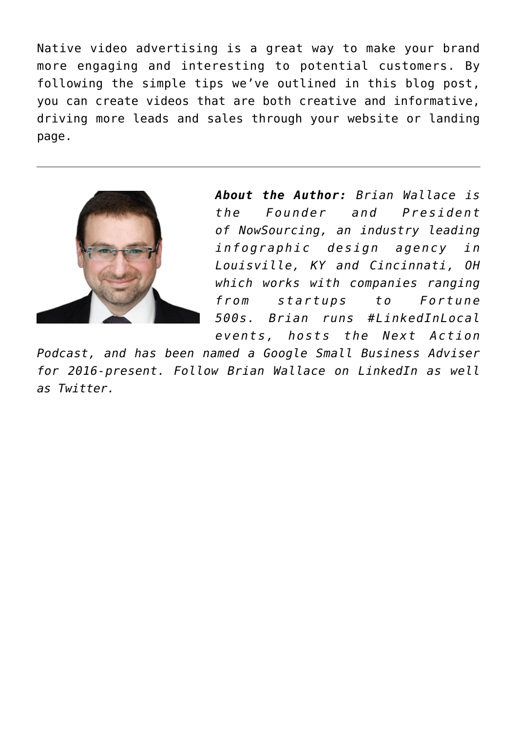Native video advertising is a great way to make your brand more engaging and interesting to potential customers. By following the simple tips we've outlined in this blog post, you can create videos that are both creative and informative, driving more leads and sales through your website or landing page.

---

***About the Author:*** *Brian Wallace is the Founder and President of NowSourcing, an industry leading infographic design agency in Louisville, KY and Cincinnati, OH which works with companies ranging from startups to Fortune 500s. Brian runs #LinkedInLocal events, hosts the Next Action Podcast, and has been named a Google Small Business Adviser for 2016-present. Follow Brian Wallace on LinkedIn as well as Twitter.*